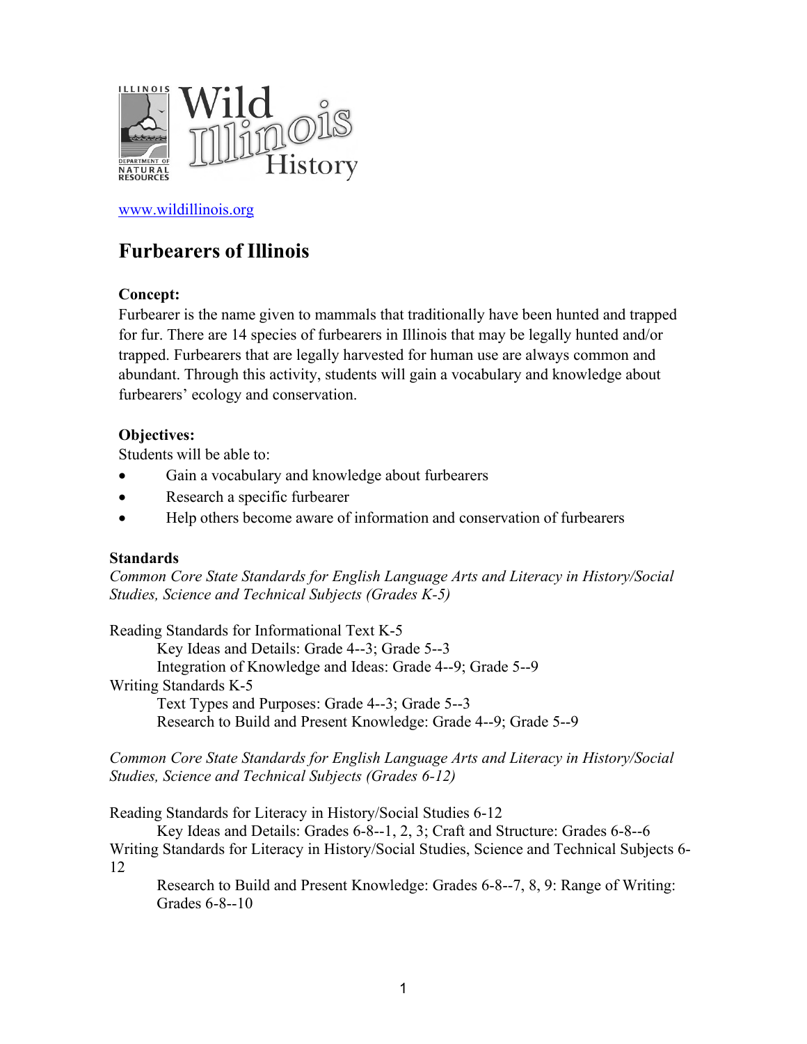Wild Illinois History

www.wildillinois.org

# Furbearers of Illinois

**Concept:**
Furbearer is the name given to mammals that traditionally have been hunted and trapped for fur. There are 14 species of furbearers in Illinois that may be legally hunted and/or trapped. Furbearers that are legally harvested for human use are always common and abundant. Through this activity, students will gain a vocabulary and knowledge about furbearers' ecology and conservation.

**Objectives:**
Students will be able to:

- Gain a vocabulary and knowledge about furbearers
- Research a specific furbearer
- Help others become aware of information and conservation of furbearers

**Standards**

*Common Core State Standards for English Language Arts and Literacy in History/Social Studies, Science and Technical Subjects (Grades K-5)*

Reading Standards for Informational Text K-5
Key Ideas and Details: Grade 4--3; Grade 5--3
Integration of Knowledge and Ideas: Grade 4--9; Grade 5--9
Writing Standards K-5
Text Types and Purposes: Grade 4--3; Grade 5--3
Research to Build and Present Knowledge: Grade 4--9; Grade 5--9

*Common Core State Standards for English Language Arts and Literacy in History/Social Studies, Science and Technical Subjects (Grades 6-12)*

Reading Standards for Literacy in History/Social Studies 6-12
Key Ideas and Details: Grades 6-8--1, 2, 3; Craft and Structure: Grades 6-8--6
Writing Standards for Literacy in History/Social Studies, Science and Technical Subjects 6-12
Research to Build and Present Knowledge: Grades 6-8--7, 8, 9: Range of Writing: Grades 6-8--10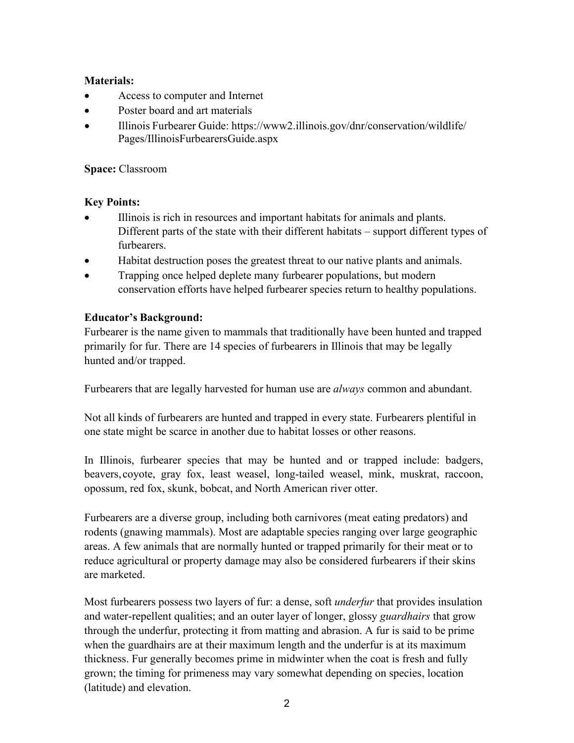**Materials:**

- Access to computer and Internet
- Poster board and art materials
- Illinois Furbearer Guide: https://www2.illinois.gov/dnr/conservation/wildlife/Pages/IllinoisFurbearersGuide.aspx

**Space:** Classroom

**Key Points:**

- Illinois is rich in resources and important habitats for animals and plants. Different parts of the state with their different habitats – support different types of furbearers.
- Habitat destruction poses the greatest threat to our native plants and animals.
- Trapping once helped deplete many furbearer populations, but modern conservation efforts have helped furbearer species return to healthy populations.

**Educator's Background:**

Furbearer is the name given to mammals that traditionally have been hunted and trapped primarily for fur. There are 14 species of furbearers in Illinois that may be legally hunted and/or trapped.

Furbearers that are legally harvested for human use are *always* common and abundant.

Not all kinds of furbearers are hunted and trapped in every state. Furbearers plentiful in one state might be scarce in another due to habitat losses or other reasons.

In Illinois, furbearer species that may be hunted and or trapped include: badgers, beavers, coyote, gray fox, least weasel, long-tailed weasel, mink, muskrat, raccoon, opossum, red fox, skunk, bobcat, and North American river otter.

Furbearers are a diverse group, including both carnivores (meat eating predators) and rodents (gnawing mammals). Most are adaptable species ranging over large geographic areas. A few animals that are normally hunted or trapped primarily for their meat or to reduce agricultural or property damage may also be considered furbearers if their skins are marketed.

Most furbearers possess two layers of fur: a dense, soft *underfur* that provides insulation and water-repellent qualities; and an outer layer of longer, glossy *guardhairs* that grow through the underfur, protecting it from matting and abrasion. A fur is said to be prime when the guardhairs are at their maximum length and the underfur is at its maximum thickness. Fur generally becomes prime in midwinter when the coat is fresh and fully grown; the timing for primeness may vary somewhat depending on species, location (latitude) and elevation.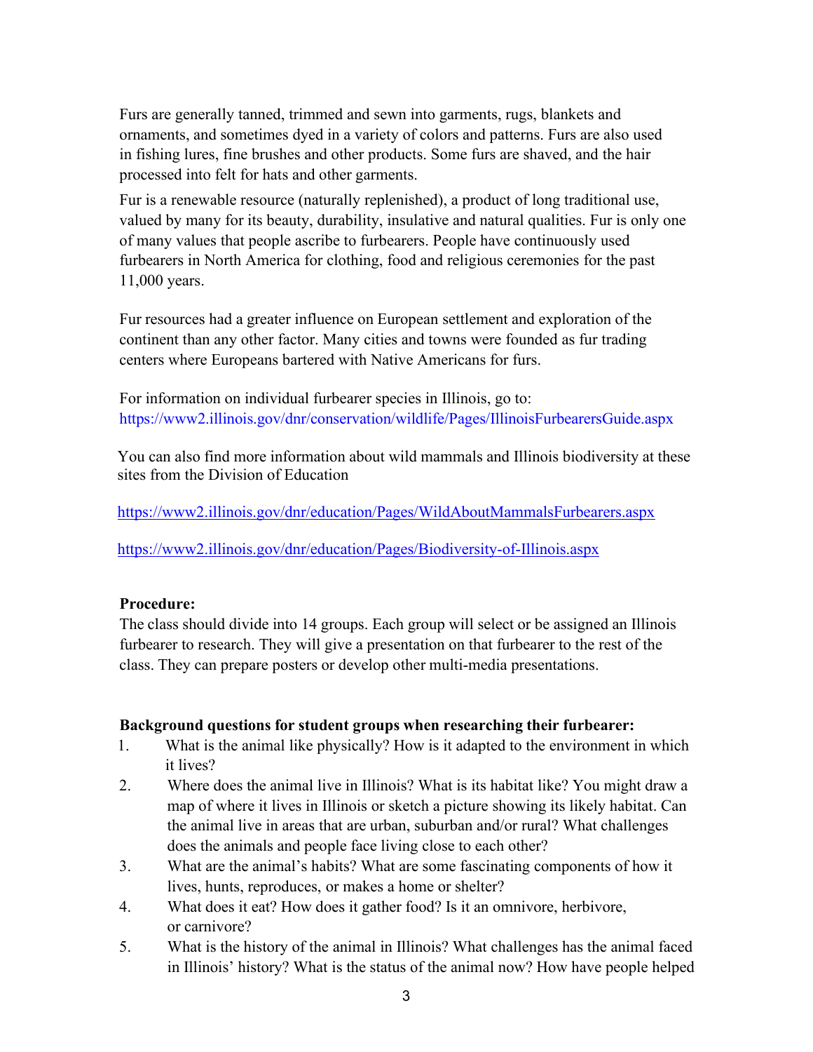Furs are generally tanned, trimmed and sewn into garments, rugs, blankets and ornaments, and sometimes dyed in a variety of colors and patterns. Furs are also used in fishing lures, fine brushes and other products. Some furs are shaved, and the hair processed into felt for hats and other garments.

Fur is a renewable resource (naturally replenished), a product of long traditional use, valued by many for its beauty, durability, insulative and natural qualities. Fur is only one of many values that people ascribe to furbearers. People have continuously used furbearers in North America for clothing, food and religious ceremonies for the past 11,000 years.

Fur resources had a greater influence on European settlement and exploration of the continent than any other factor. Many cities and towns were founded as fur trading centers where Europeans bartered with Native Americans for furs.

For information on individual furbearer species in Illinois, go to: https://www2.illinois.gov/dnr/conservation/wildlife/Pages/IllinoisFurbearersGuide.aspx

You can also find more information about wild mammals and Illinois biodiversity at these sites from the Division of Education

https://www2.illinois.gov/dnr/education/Pages/WildAboutMammalsFurbearers.aspx

https://www2.illinois.gov/dnr/education/Pages/Biodiversity-of-Illinois.aspx

**Procedure:**
The class should divide into 14 groups. Each group will select or be assigned an Illinois furbearer to research. They will give a presentation on that furbearer to the rest of the class. They can prepare posters or develop other multi-media presentations.

**Background questions for student groups when researching their furbearer:**

1. What is the animal like physically? How is it adapted to the environment in which it lives?
2. Where does the animal live in Illinois? What is its habitat like? You might draw a map of where it lives in Illinois or sketch a picture showing its likely habitat. Can the animal live in areas that are urban, suburban and/or rural? What challenges does the animals and people face living close to each other?
3. What are the animal's habits? What are some fascinating components of how it lives, hunts, reproduces, or makes a home or shelter?
4. What does it eat? How does it gather food? Is it an omnivore, herbivore, or carnivore?
5. What is the history of the animal in Illinois? What challenges has the animal faced in Illinois' history? What is the status of the animal now? How have people helped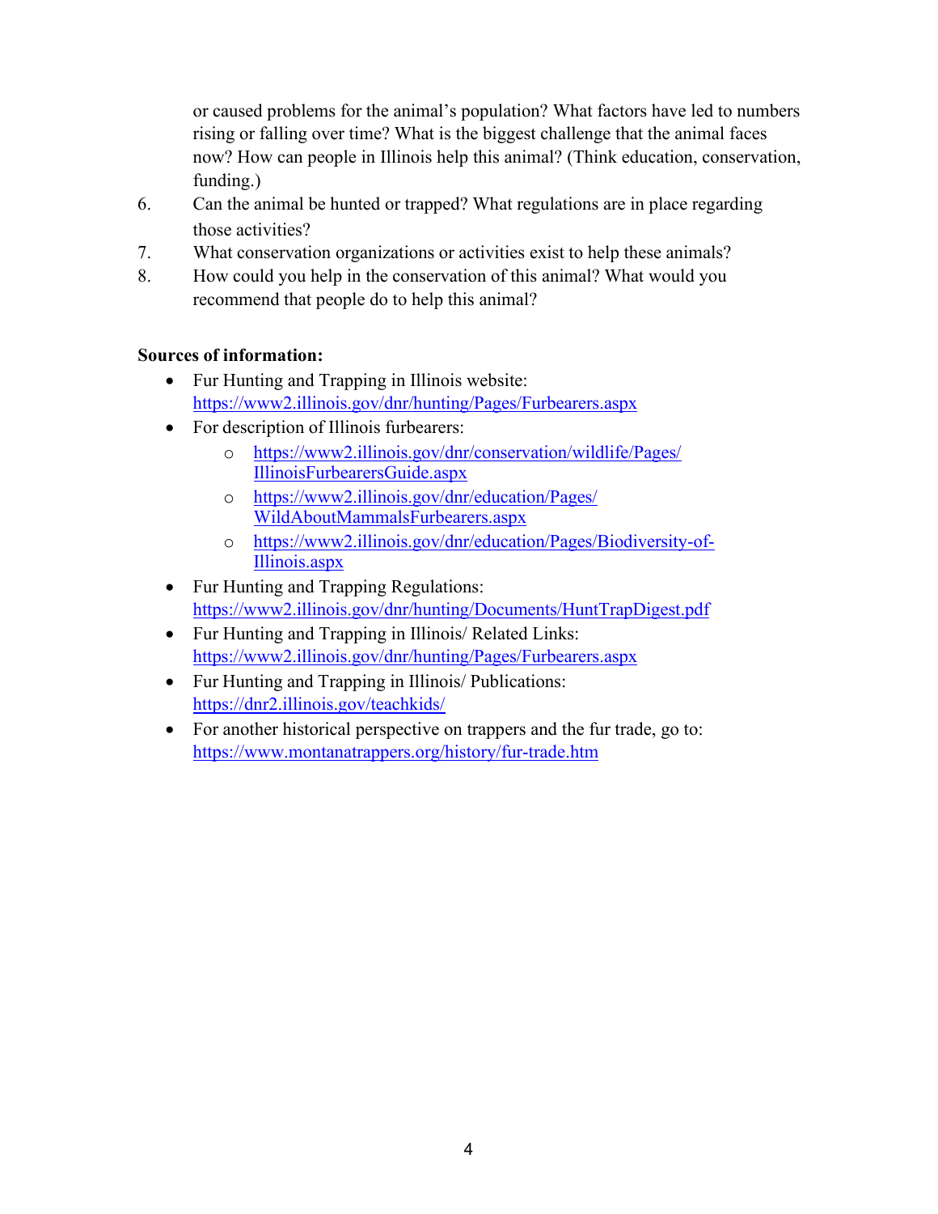or caused problems for the animal's population? What factors have led to numbers rising or falling over time? What is the biggest challenge that the animal faces now? How can people in Illinois help this animal? (Think education, conservation, funding.)

6. Can the animal be hunted or trapped? What regulations are in place regarding those activities?
7. What conservation organizations or activities exist to help these animals?
8. How could you help in the conservation of this animal? What would you recommend that people do to help this animal?

**Sources of information:**

- Fur Hunting and Trapping in Illinois website: [https://www2.illinois.gov/dnr/hunting/Pages/Furbearers.aspx](https://www2.illinois.gov/dnr/hunting/Pages/Furbearers.aspx)
- For description of Illinois furbearers:
  - [https://www2.illinois.gov/dnr/conservation/wildlife/Pages/IllinoisFurbearersGuide.aspx](https://www2.illinois.gov/dnr/conservation/wildlife/Pages/IllinoisFurbearersGuide.aspx)
  - [https://www2.illinois.gov/dnr/education/Pages/WildAboutMammalsFurbearers.aspx](https://www2.illinois.gov/dnr/education/Pages/WildAboutMammalsFurbearers.aspx)
  - [https://www2.illinois.gov/dnr/education/Pages/Biodiversity-of-Illinois.aspx](https://www2.illinois.gov/dnr/education/Pages/Biodiversity-of-Illinois.aspx)
- Fur Hunting and Trapping Regulations: [https://www2.illinois.gov/dnr/hunting/Documents/HuntTrapDigest.pdf](https://www2.illinois.gov/dnr/hunting/Documents/HuntTrapDigest.pdf)
- Fur Hunting and Trapping in Illinois/ Related Links: [https://www2.illinois.gov/dnr/hunting/Pages/Furbearers.aspx](https://www2.illinois.gov/dnr/hunting/Pages/Furbearers.aspx)
- Fur Hunting and Trapping in Illinois/ Publications: [https://dnr2.illinois.gov/teachkids/](https://dnr2.illinois.gov/teachkids/)
- For another historical perspective on trappers and the fur trade, go to: [https://www.montanatrappers.org/history/fur-trade.htm](https://www.montanatrappers.org/history/fur-trade.htm)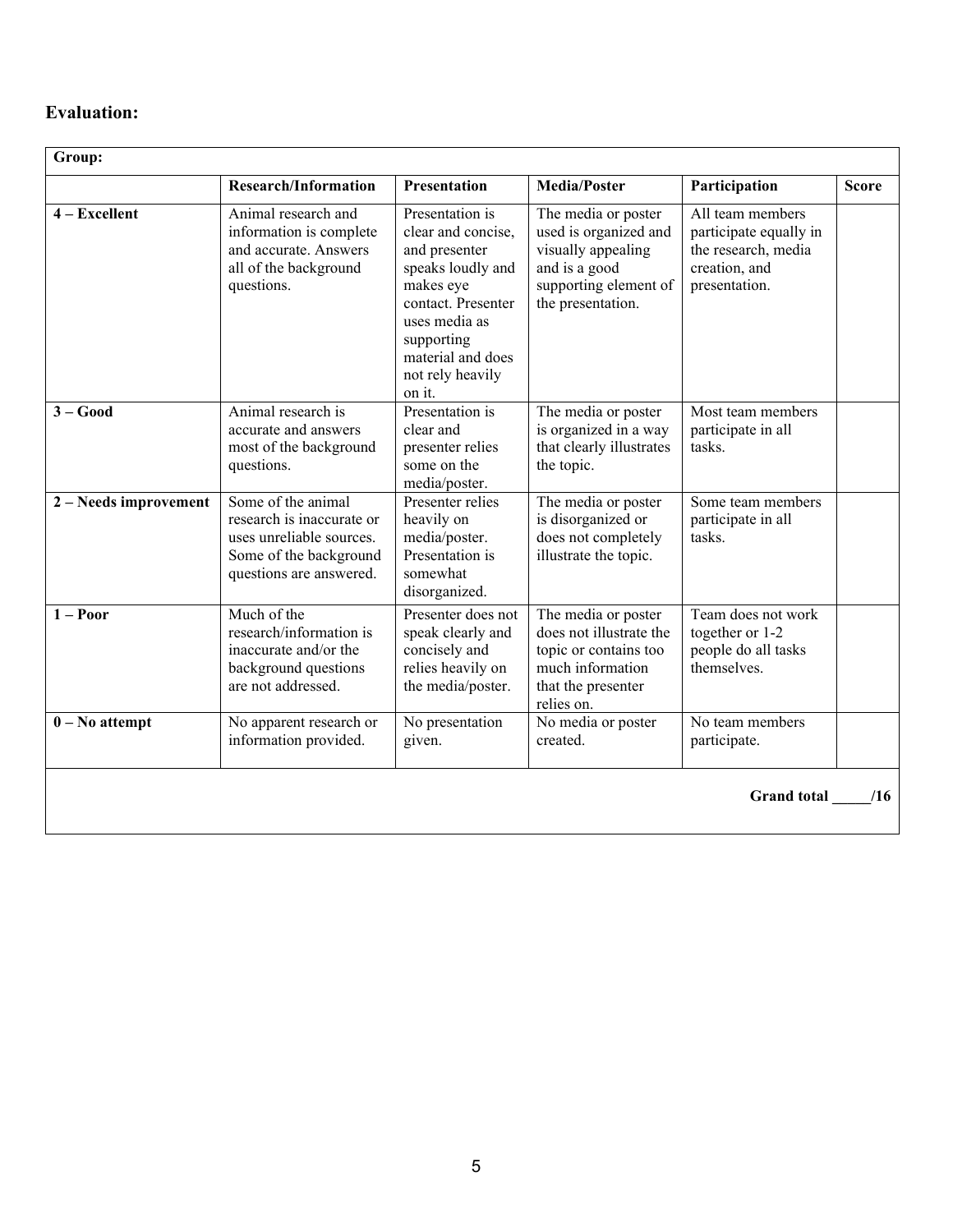## Evaluation:

| Group: | | | | | |
|---|---|---|---|---|---|
| | **Research/Information** | **Presentation** | **Media/Poster** | **Participation** | **Score** |
| **4 – Excellent** | Animal research and information is complete and accurate. Answers all of the background questions. | Presentation is clear and concise, and presenter speaks loudly and makes eye contact. Presenter uses media as supporting material and does not rely heavily on it. | The media or poster used is organized and visually appealing and is a good supporting element of the presentation. | All team members participate equally in the research, media creation, and presentation. | |
| **3 – Good** | Animal research is accurate and answers most of the background questions. | Presentation is clear and presenter relies some on the media/poster. | The media or poster is organized in a way that clearly illustrates the topic. | Most team members participate in all tasks. | |
| **2 – Needs improvement** | Some of the animal research is inaccurate or uses unreliable sources. Some of the background questions are answered. | Presenter relies heavily on media/poster. Presentation is somewhat disorganized. | The media or poster is disorganized or does not completely illustrate the topic. | Some team members participate in all tasks. | |
| **1 – Poor** | Much of the research/information is inaccurate and/or the background questions are not addressed. | Presenter does not speak clearly and concisely and relies heavily on the media/poster. | The media or poster does not illustrate the topic or contains too much information that the presenter relies on. | Team does not work together or 1-2 people do all tasks themselves. | |
| **0 – No attempt** | No apparent research or information provided. | No presentation given. | No media or poster created. | No team members participate. | |
| | | | | | **Grand total _____/16** |